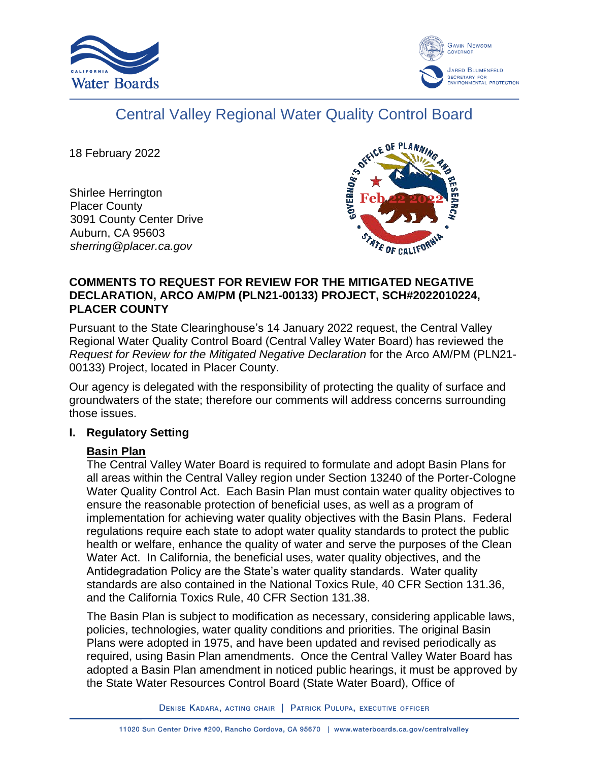# Central Valley Regional Water Quality Control Board

18 February 2022

Shirlee Herrington
Placer County
3091 County Center Drive
Auburn, CA 95603
*sherring@placer.ca.gov*

**COMMENTS TO REQUEST FOR REVIEW FOR THE MITIGATED NEGATIVE DECLARATION, ARCO AM/PM (PLN21-00133) PROJECT, SCH#2022010224, PLACER COUNTY**

Pursuant to the State Clearinghouse's 14 January 2022 request, the Central Valley Regional Water Quality Control Board (Central Valley Water Board) has reviewed the *Request for Review for the Mitigated Negative Declaration* for the Arco AM/PM (PLN21-00133) Project, located in Placer County.

Our agency is delegated with the responsibility of protecting the quality of surface and groundwaters of the state; therefore our comments will address concerns surrounding those issues.

## I. Regulatory Setting

### Basin Plan

The Central Valley Water Board is required to formulate and adopt Basin Plans for all areas within the Central Valley region under Section 13240 of the Porter-Cologne Water Quality Control Act. Each Basin Plan must contain water quality objectives to ensure the reasonable protection of beneficial uses, as well as a program of implementation for achieving water quality objectives with the Basin Plans. Federal regulations require each state to adopt water quality standards to protect the public health or welfare, enhance the quality of water and serve the purposes of the Clean Water Act. In California, the beneficial uses, water quality objectives, and the Antidegradation Policy are the State's water quality standards. Water quality standards are also contained in the National Toxics Rule, 40 CFR Section 131.36, and the California Toxics Rule, 40 CFR Section 131.38.

The Basin Plan is subject to modification as necessary, considering applicable laws, policies, technologies, water quality conditions and priorities. The original Basin Plans were adopted in 1975, and have been updated and revised periodically as required, using Basin Plan amendments. Once the Central Valley Water Board has adopted a Basin Plan amendment in noticed public hearings, it must be approved by the State Water Resources Control Board (State Water Board), Office of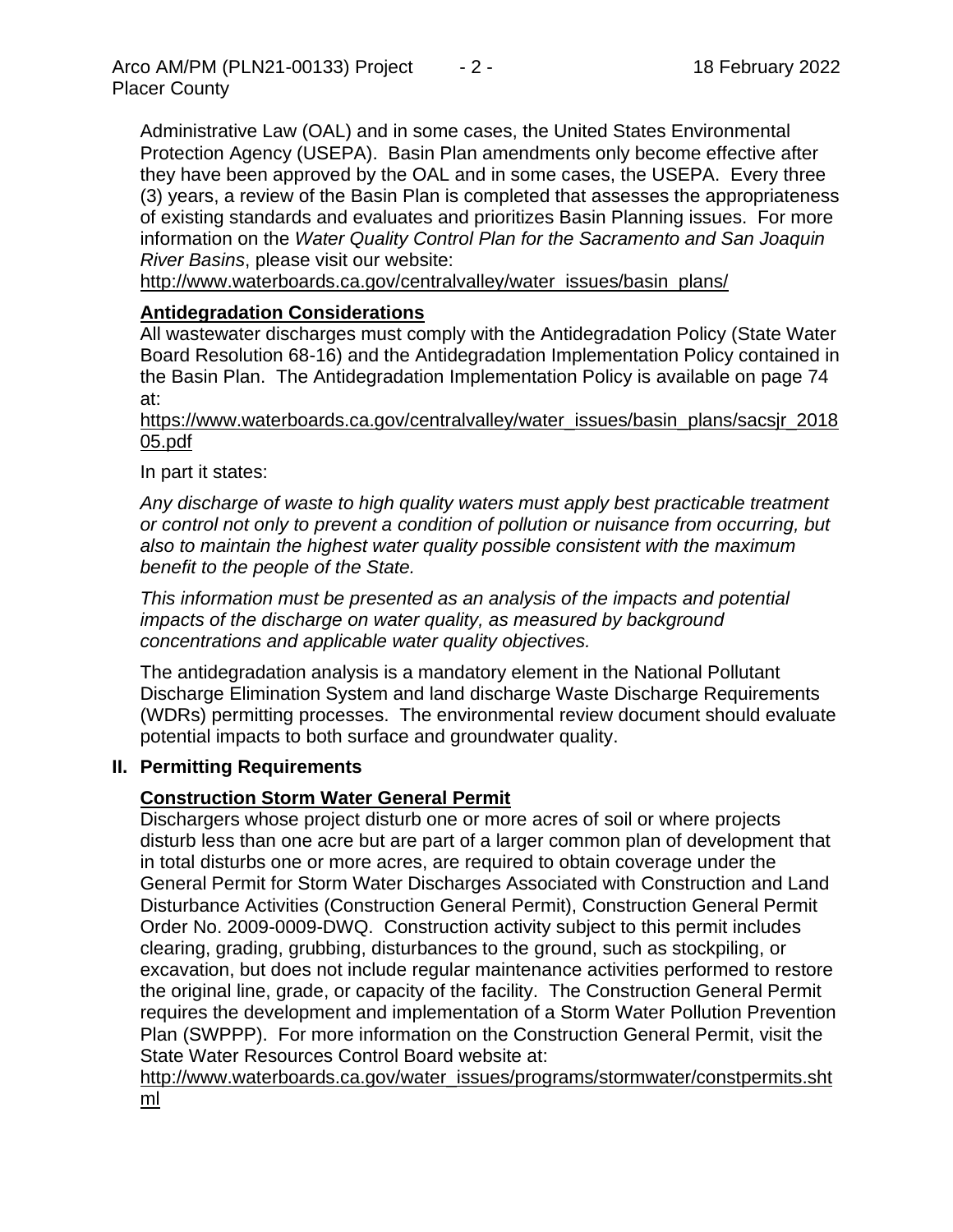Administrative Law (OAL) and in some cases, the United States Environmental Protection Agency (USEPA). Basin Plan amendments only become effective after they have been approved by the OAL and in some cases, the USEPA. Every three (3) years, a review of the Basin Plan is completed that assesses the appropriateness of existing standards and evaluates and prioritizes Basin Planning issues. For more information on the *Water Quality Control Plan for the Sacramento and San Joaquin River Basins*, please visit our website:
http://www.waterboards.ca.gov/centralvalley/water_issues/basin_plans/

**Antidegradation Considerations**

All wastewater discharges must comply with the Antidegradation Policy (State Water Board Resolution 68-16) and the Antidegradation Implementation Policy contained in the Basin Plan. The Antidegradation Implementation Policy is available on page 74 at:
https://www.waterboards.ca.gov/centralvalley/water_issues/basin_plans/sacsjr_201805.pdf

In part it states:

*Any discharge of waste to high quality waters must apply best practicable treatment or control not only to prevent a condition of pollution or nuisance from occurring, but also to maintain the highest water quality possible consistent with the maximum benefit to the people of the State.*

*This information must be presented as an analysis of the impacts and potential impacts of the discharge on water quality, as measured by background concentrations and applicable water quality objectives.*

The antidegradation analysis is a mandatory element in the National Pollutant Discharge Elimination System and land discharge Waste Discharge Requirements (WDRs) permitting processes. The environmental review document should evaluate potential impacts to both surface and groundwater quality.

## II. Permitting Requirements

**Construction Storm Water General Permit**

Dischargers whose project disturb one or more acres of soil or where projects disturb less than one acre but are part of a larger common plan of development that in total disturbs one or more acres, are required to obtain coverage under the General Permit for Storm Water Discharges Associated with Construction and Land Disturbance Activities (Construction General Permit), Construction General Permit Order No. 2009-0009-DWQ. Construction activity subject to this permit includes clearing, grading, grubbing, disturbances to the ground, such as stockpiling, or excavation, but does not include regular maintenance activities performed to restore the original line, grade, or capacity of the facility. The Construction General Permit requires the development and implementation of a Storm Water Pollution Prevention Plan (SWPPP). For more information on the Construction General Permit, visit the State Water Resources Control Board website at:
http://www.waterboards.ca.gov/water_issues/programs/stormwater/constpermits.shtml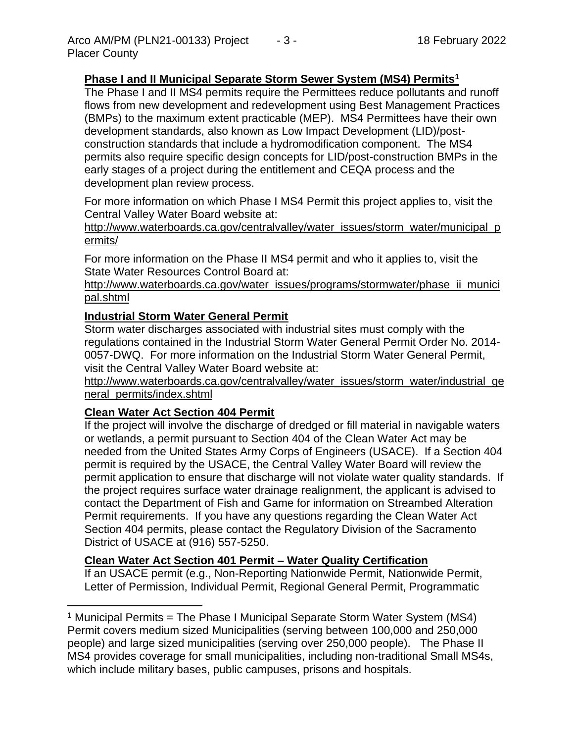## Phase I and II Municipal Separate Storm Sewer System (MS4) Permits[1]

The Phase I and II MS4 permits require the Permittees reduce pollutants and runoff flows from new development and redevelopment using Best Management Practices (BMPs) to the maximum extent practicable (MEP). MS4 Permittees have their own development standards, also known as Low Impact Development (LID)/post-construction standards that include a hydromodification component. The MS4 permits also require specific design concepts for LID/post-construction BMPs in the early stages of a project during the entitlement and CEQA process and the development plan review process.

For more information on which Phase I MS4 Permit this project applies to, visit the Central Valley Water Board website at:
http://www.waterboards.ca.gov/centralvalley/water_issues/storm_water/municipal_permits/

For more information on the Phase II MS4 permit and who it applies to, visit the State Water Resources Control Board at:
http://www.waterboards.ca.gov/water_issues/programs/stormwater/phase_ii_municipal.shtml

## Industrial Storm Water General Permit

Storm water discharges associated with industrial sites must comply with the regulations contained in the Industrial Storm Water General Permit Order No. 2014-0057-DWQ. For more information on the Industrial Storm Water General Permit, visit the Central Valley Water Board website at:
http://www.waterboards.ca.gov/centralvalley/water_issues/storm_water/industrial_general_permits/index.shtml

## Clean Water Act Section 404 Permit

If the project will involve the discharge of dredged or fill material in navigable waters or wetlands, a permit pursuant to Section 404 of the Clean Water Act may be needed from the United States Army Corps of Engineers (USACE). If a Section 404 permit is required by the USACE, the Central Valley Water Board will review the permit application to ensure that discharge will not violate water quality standards. If the project requires surface water drainage realignment, the applicant is advised to contact the Department of Fish and Game for information on Streambed Alteration Permit requirements. If you have any questions regarding the Clean Water Act Section 404 permits, please contact the Regulatory Division of the Sacramento District of USACE at (916) 557-5250.

## Clean Water Act Section 401 Permit – Water Quality Certification

If an USACE permit (e.g., Non-Reporting Nationwide Permit, Nationwide Permit, Letter of Permission, Individual Permit, Regional General Permit, Programmatic

---

[1] Municipal Permits = The Phase I Municipal Separate Storm Water System (MS4) Permit covers medium sized Municipalities (serving between 100,000 and 250,000 people) and large sized municipalities (serving over 250,000 people). The Phase II MS4 provides coverage for small municipalities, including non-traditional Small MS4s, which include military bases, public campuses, prisons and hospitals.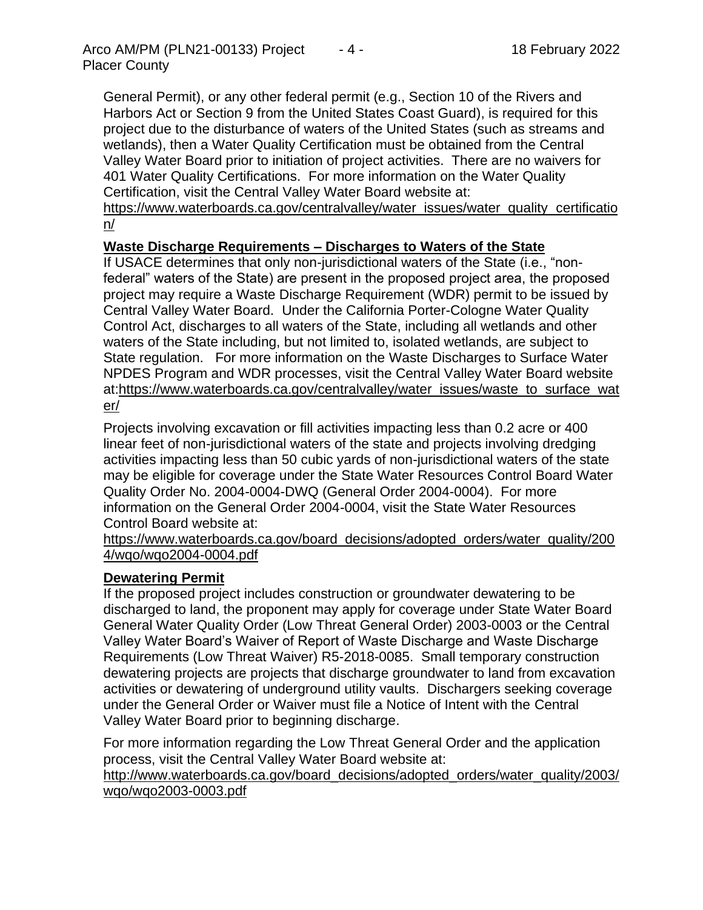General Permit), or any other federal permit (e.g., Section 10 of the Rivers and Harbors Act or Section 9 from the United States Coast Guard), is required for this project due to the disturbance of waters of the United States (such as streams and wetlands), then a Water Quality Certification must be obtained from the Central Valley Water Board prior to initiation of project activities. There are no waivers for 401 Water Quality Certifications. For more information on the Water Quality Certification, visit the Central Valley Water Board website at: https://www.waterboards.ca.gov/centralvalley/water_issues/water_quality_certification/

**Waste Discharge Requirements – Discharges to Waters of the State**

If USACE determines that only non-jurisdictional waters of the State (i.e., "non-federal" waters of the State) are present in the proposed project area, the proposed project may require a Waste Discharge Requirement (WDR) permit to be issued by Central Valley Water Board. Under the California Porter-Cologne Water Quality Control Act, discharges to all waters of the State, including all wetlands and other waters of the State including, but not limited to, isolated wetlands, are subject to State regulation. For more information on the Waste Discharges to Surface Water NPDES Program and WDR processes, visit the Central Valley Water Board website at:https://www.waterboards.ca.gov/centralvalley/water_issues/waste_to_surface_water/

Projects involving excavation or fill activities impacting less than 0.2 acre or 400 linear feet of non-jurisdictional waters of the state and projects involving dredging activities impacting less than 50 cubic yards of non-jurisdictional waters of the state may be eligible for coverage under the State Water Resources Control Board Water Quality Order No. 2004-0004-DWQ (General Order 2004-0004). For more information on the General Order 2004-0004, visit the State Water Resources Control Board website at: https://www.waterboards.ca.gov/board_decisions/adopted_orders/water_quality/2004/wqo/wqo2004-0004.pdf

**Dewatering Permit**

If the proposed project includes construction or groundwater dewatering to be discharged to land, the proponent may apply for coverage under State Water Board General Water Quality Order (Low Threat General Order) 2003-0003 or the Central Valley Water Board's Waiver of Report of Waste Discharge and Waste Discharge Requirements (Low Threat Waiver) R5-2018-0085. Small temporary construction dewatering projects are projects that discharge groundwater to land from excavation activities or dewatering of underground utility vaults. Dischargers seeking coverage under the General Order or Waiver must file a Notice of Intent with the Central Valley Water Board prior to beginning discharge.

For more information regarding the Low Threat General Order and the application process, visit the Central Valley Water Board website at: http://www.waterboards.ca.gov/board_decisions/adopted_orders/water_quality/2003/wqo/wqo2003-0003.pdf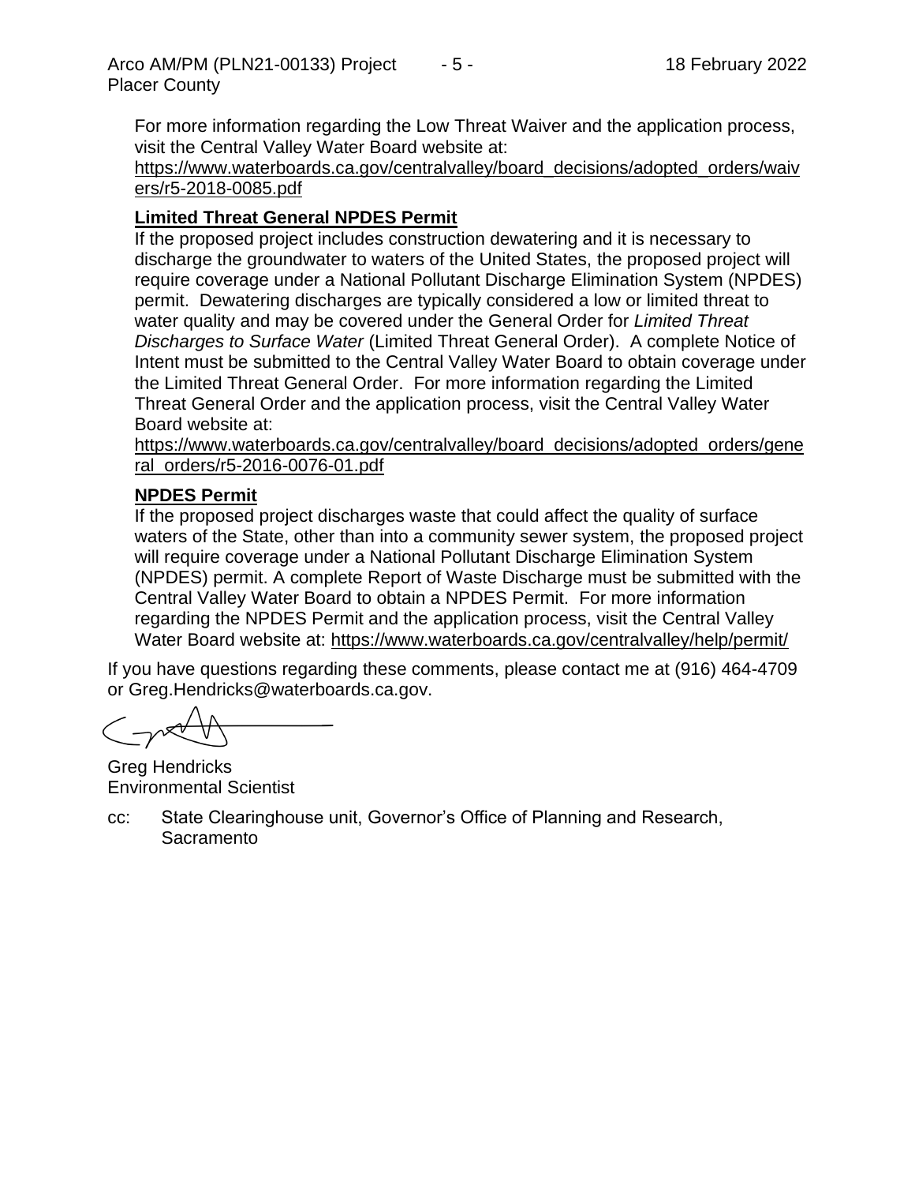For more information regarding the Low Threat Waiver and the application process, visit the Central Valley Water Board website at: https://www.waterboards.ca.gov/centralvalley/board_decisions/adopted_orders/waivers/r5-2018-0085.pdf

**Limited Threat General NPDES Permit**

If the proposed project includes construction dewatering and it is necessary to discharge the groundwater to waters of the United States, the proposed project will require coverage under a National Pollutant Discharge Elimination System (NPDES) permit. Dewatering discharges are typically considered a low or limited threat to water quality and may be covered under the General Order for *Limited Threat Discharges to Surface Water* (Limited Threat General Order). A complete Notice of Intent must be submitted to the Central Valley Water Board to obtain coverage under the Limited Threat General Order. For more information regarding the Limited Threat General Order and the application process, visit the Central Valley Water Board website at: https://www.waterboards.ca.gov/centralvalley/board_decisions/adopted_orders/general_orders/r5-2016-0076-01.pdf

**NPDES Permit**

If the proposed project discharges waste that could affect the quality of surface waters of the State, other than into a community sewer system, the proposed project will require coverage under a National Pollutant Discharge Elimination System (NPDES) permit. A complete Report of Waste Discharge must be submitted with the Central Valley Water Board to obtain a NPDES Permit. For more information regarding the NPDES Permit and the application process, visit the Central Valley Water Board website at: https://www.waterboards.ca.gov/centralvalley/help/permit/

If you have questions regarding these comments, please contact me at (916) 464-4709 or Greg.Hendricks@waterboards.ca.gov.

Greg Hendricks
Environmental Scientist

cc: State Clearinghouse unit, Governor's Office of Planning and Research, Sacramento